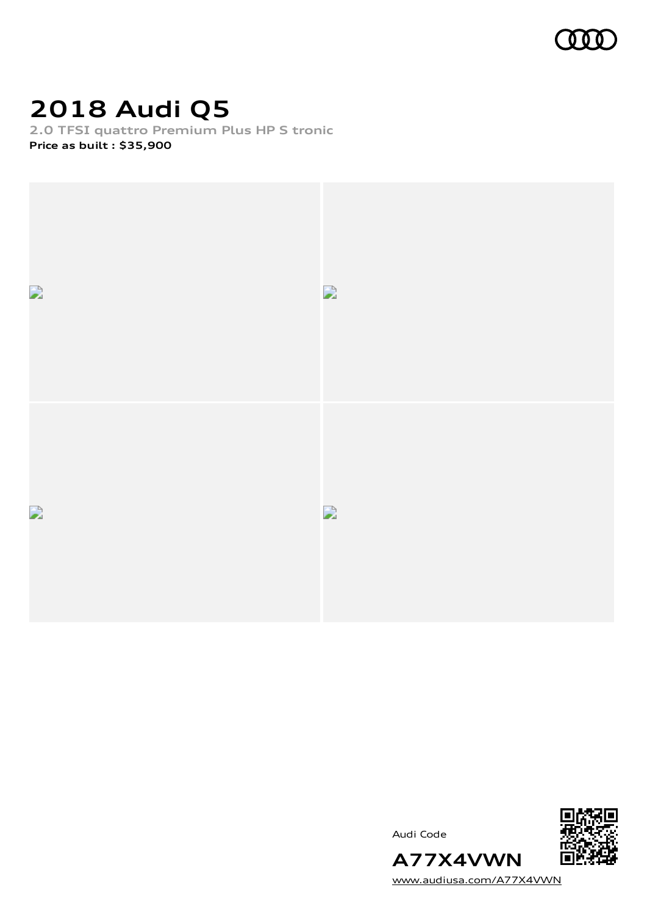# 2018 Audi Q5

2.0 TFSI quattro Premium Plus HP S tronic

**Price as built : $35,900**

Audi Code

**A77X4VWN**

www.audiusa.com/A77X4VWN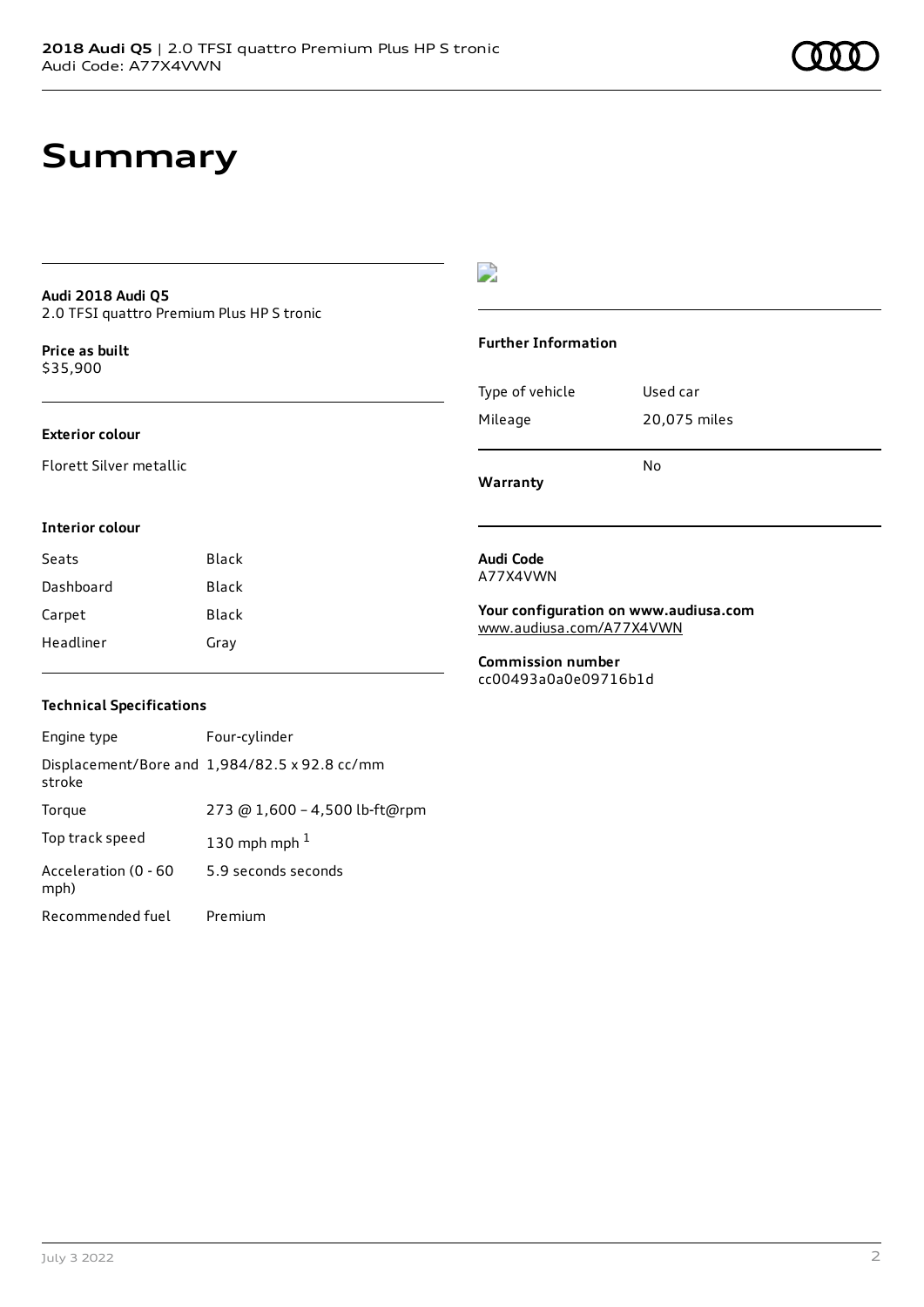# Summary

**Audi 2018 Audi Q5**
2.0 TFSI quattro Premium Plus HP S tronic

**Price as built**
$35,900

**Exterior colour**

Florett Silver metallic

**Interior colour**

| | |
|---|---|
| Seats | Black |
| Dashboard | Black |
| Carpet | Black |
| Headliner | Gray |

**Technical Specifications**

| | |
|---|---|
| Engine type | Four-cylinder |
| Displacement/Bore and stroke | 1,984/82.5 x 92.8 cc/mm |
| Torque | 273 @ 1,600 - 4,500 lb-ft@rpm |
| Top track speed | 130 mph mph [1] |
| Acceleration (0 - 60 mph) | 5.9 seconds seconds |
| Recommended fuel | Premium |

**Further Information**

| | |
|---|---|
| Type of vehicle | Used car |
| Mileage | 20,075 miles |
| **Warranty** | No |

**Audi Code**
A77X4VWN

**Your configuration on www.audiusa.com**
www.audiusa.com/A77X4VWN

**Commission number**
cc00493a0a0e09716b1d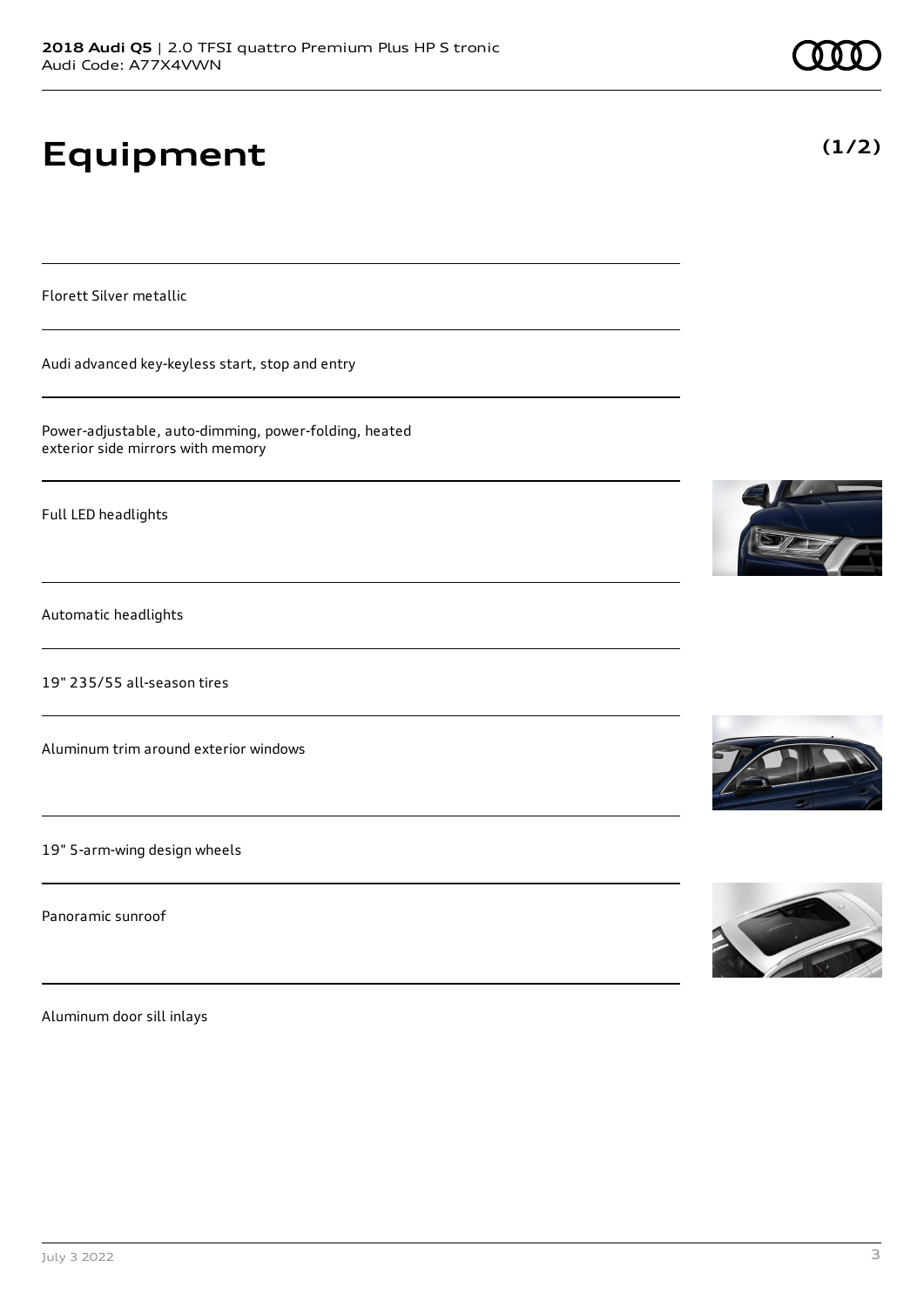# Equipment

**(1/2)**

Florett Silver metallic

Audi advanced key-keyless start, stop and entry

Power-adjustable, auto-dimming, power-folding, heated exterior side mirrors with memory

Full LED headlights

Automatic headlights

19" 235/55 all-season tires

Aluminum trim around exterior windows

19" 5-arm-wing design wheels

Panoramic sunroof

Aluminum door sill inlays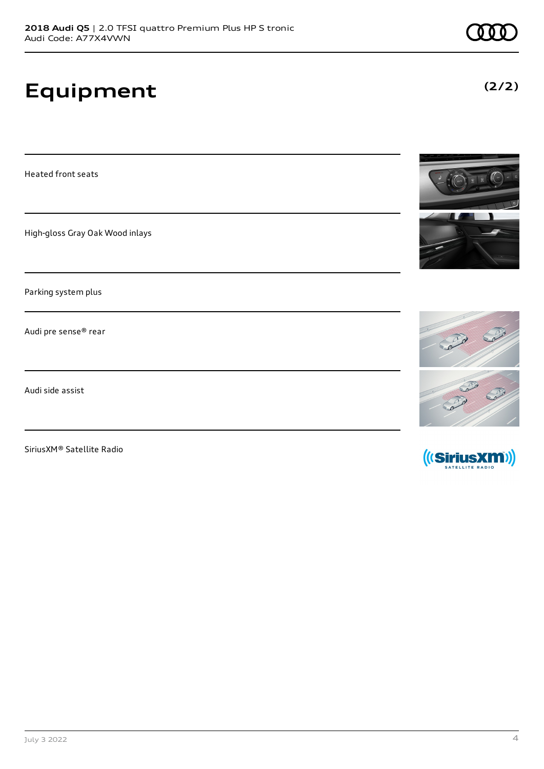# Equipment

**(2/2)**

Heated front seats

High-gloss Gray Oak Wood inlays

Parking system plus

Audi pre sense® rear

Audi side assist

SiriusXM® Satellite Radio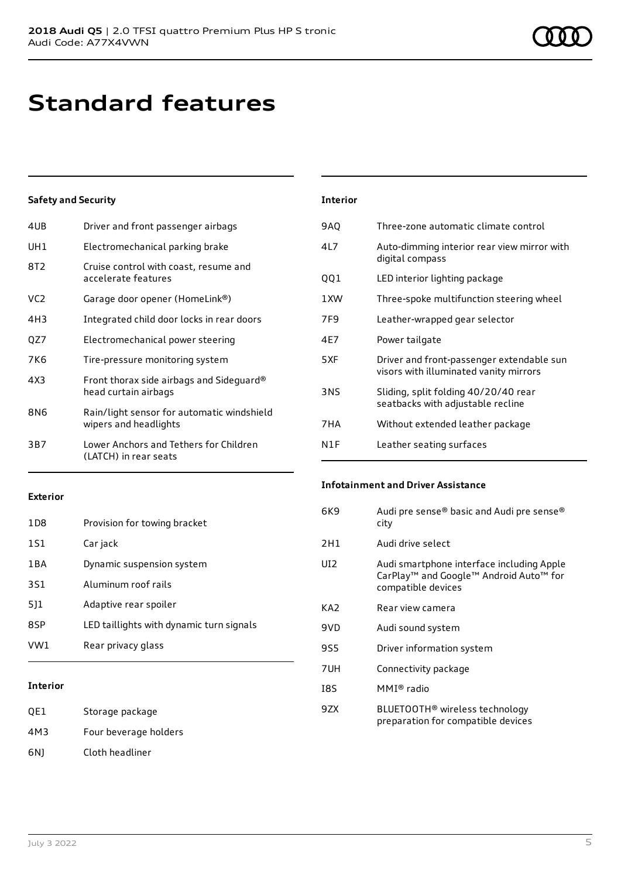# Standard features

## Safety and Security

| | |
|---|---|
| 4UB | Driver and front passenger airbags |
| UH1 | Electromechanical parking brake |
| 8T2 | Cruise control with coast, resume and accelerate features |
| VC2 | Garage door opener (HomeLink®) |
| 4H3 | Integrated child door locks in rear doors |
| QZ7 | Electromechanical power steering |
| 7K6 | Tire-pressure monitoring system |
| 4X3 | Front thorax side airbags and Sideguard® head curtain airbags |
| 8N6 | Rain/light sensor for automatic windshield wipers and headlights |
| 3B7 | Lower Anchors and Tethers for Children (LATCH) in rear seats |

## Exterior

| | |
|---|---|
| 1D8 | Provision for towing bracket |
| 1S1 | Car jack |
| 1BA | Dynamic suspension system |
| 3S1 | Aluminum roof rails |
| 5J1 | Adaptive rear spoiler |
| 8SP | LED taillights with dynamic turn signals |
| VW1 | Rear privacy glass |

## Interior

| | |
|---|---|
| QE1 | Storage package |
| 4M3 | Four beverage holders |
| 6NJ | Cloth headliner |

## Interior

| | |
|---|---|
| 9AQ | Three-zone automatic climate control |
| 4L7 | Auto-dimming interior rear view mirror with digital compass |
| QQ1 | LED interior lighting package |
| 1XW | Three-spoke multifunction steering wheel |
| 7F9 | Leather-wrapped gear selector |
| 4E7 | Power tailgate |
| 5XF | Driver and front-passenger extendable sun visors with illuminated vanity mirrors |
| 3NS | Sliding, split folding 40/20/40 rear seatbacks with adjustable recline |
| 7HA | Without extended leather package |
| N1F | Leather seating surfaces |

## Infotainment and Driver Assistance

| | |
|---|---|
| 6K9 | Audi pre sense® basic and Audi pre sense® city |
| 2H1 | Audi drive select |
| UI2 | Audi smartphone interface including Apple CarPlay™ and Google™ Android Auto™ for compatible devices |
| KA2 | Rear view camera |
| 9VD | Audi sound system |
| 9S5 | Driver information system |
| 7UH | Connectivity package |
| I8S | MMI® radio |
| 9ZX | BLUETOOTH® wireless technology preparation for compatible devices |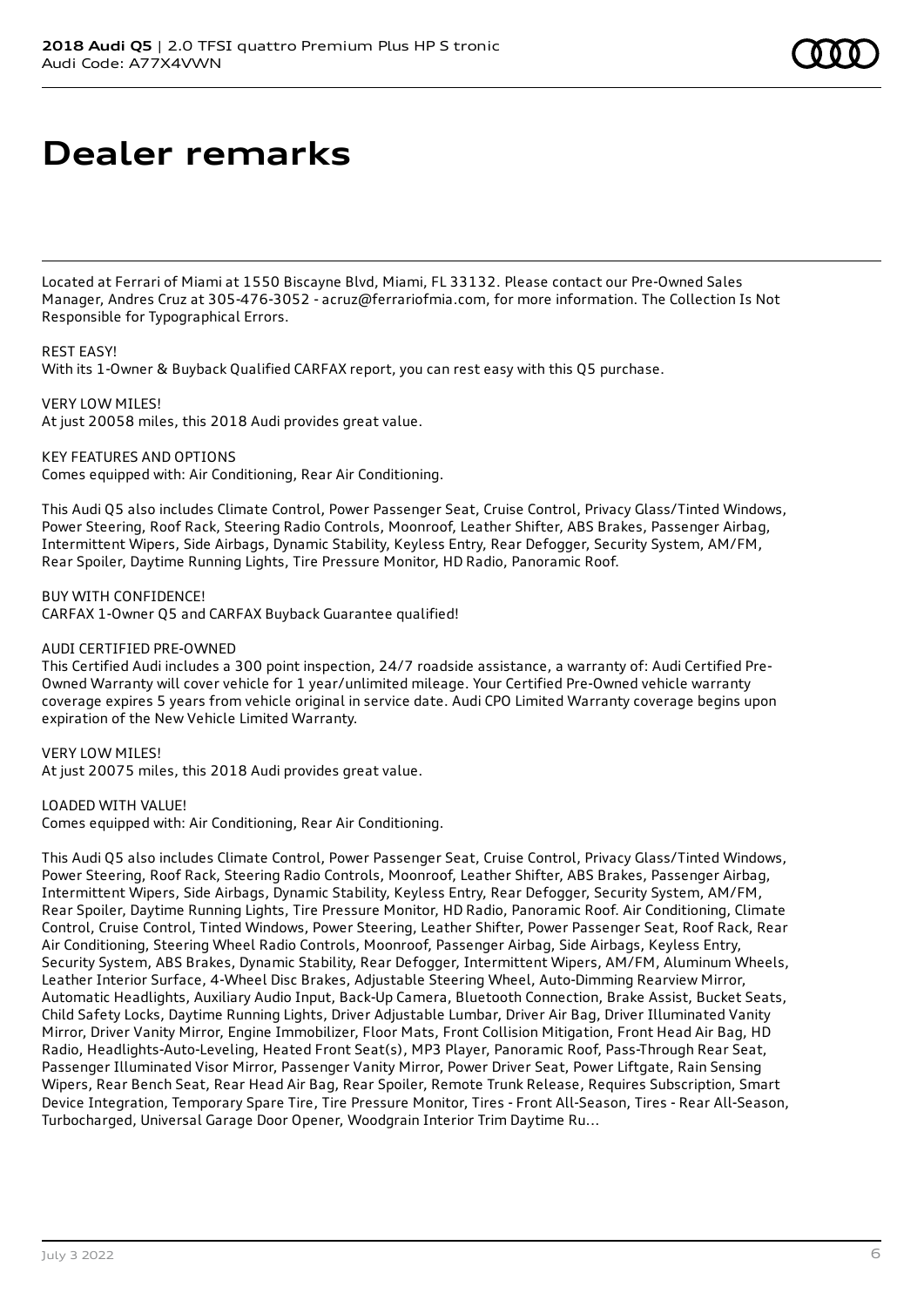# Dealer remarks

Located at Ferrari of Miami at 1550 Biscayne Blvd, Miami, FL 33132. Please contact our Pre-Owned Sales Manager, Andres Cruz at 305-476-3052 - acruz@ferrariofmia.com, for more information. The Collection Is Not Responsible for Typographical Errors.

REST EASY!
With its 1-Owner & Buyback Qualified CARFAX report, you can rest easy with this Q5 purchase.

VERY LOW MILES!
At just 20058 miles, this 2018 Audi provides great value.

KEY FEATURES AND OPTIONS
Comes equipped with: Air Conditioning, Rear Air Conditioning.

This Audi Q5 also includes Climate Control, Power Passenger Seat, Cruise Control, Privacy Glass/Tinted Windows, Power Steering, Roof Rack, Steering Radio Controls, Moonroof, Leather Shifter, ABS Brakes, Passenger Airbag, Intermittent Wipers, Side Airbags, Dynamic Stability, Keyless Entry, Rear Defogger, Security System, AM/FM, Rear Spoiler, Daytime Running Lights, Tire Pressure Monitor, HD Radio, Panoramic Roof.

BUY WITH CONFIDENCE!
CARFAX 1-Owner Q5 and CARFAX Buyback Guarantee qualified!

AUDI CERTIFIED PRE-OWNED
This Certified Audi includes a 300 point inspection, 24/7 roadside assistance, a warranty of: Audi Certified Pre-Owned Warranty will cover vehicle for 1 year/unlimited mileage. Your Certified Pre-Owned vehicle warranty coverage expires 5 years from vehicle original in service date. Audi CPO Limited Warranty coverage begins upon expiration of the New Vehicle Limited Warranty.

VERY LOW MILES!
At just 20075 miles, this 2018 Audi provides great value.

LOADED WITH VALUE!
Comes equipped with: Air Conditioning, Rear Air Conditioning.

This Audi Q5 also includes Climate Control, Power Passenger Seat, Cruise Control, Privacy Glass/Tinted Windows, Power Steering, Roof Rack, Steering Radio Controls, Moonroof, Leather Shifter, ABS Brakes, Passenger Airbag, Intermittent Wipers, Side Airbags, Dynamic Stability, Keyless Entry, Rear Defogger, Security System, AM/FM, Rear Spoiler, Daytime Running Lights, Tire Pressure Monitor, HD Radio, Panoramic Roof. Air Conditioning, Climate Control, Cruise Control, Tinted Windows, Power Steering, Leather Shifter, Power Passenger Seat, Roof Rack, Rear Air Conditioning, Steering Wheel Radio Controls, Moonroof, Passenger Airbag, Side Airbags, Keyless Entry, Security System, ABS Brakes, Dynamic Stability, Rear Defogger, Intermittent Wipers, AM/FM, Aluminum Wheels, Leather Interior Surface, 4-Wheel Disc Brakes, Adjustable Steering Wheel, Auto-Dimming Rearview Mirror, Automatic Headlights, Auxiliary Audio Input, Back-Up Camera, Bluetooth Connection, Brake Assist, Bucket Seats, Child Safety Locks, Daytime Running Lights, Driver Adjustable Lumbar, Driver Air Bag, Driver Illuminated Vanity Mirror, Driver Vanity Mirror, Engine Immobilizer, Floor Mats, Front Collision Mitigation, Front Head Air Bag, HD Radio, Headlights-Auto-Leveling, Heated Front Seat(s), MP3 Player, Panoramic Roof, Pass-Through Rear Seat, Passenger Illuminated Visor Mirror, Passenger Vanity Mirror, Power Driver Seat, Power Liftgate, Rain Sensing Wipers, Rear Bench Seat, Rear Head Air Bag, Rear Spoiler, Remote Trunk Release, Requires Subscription, Smart Device Integration, Temporary Spare Tire, Tire Pressure Monitor, Tires - Front All-Season, Tires - Rear All-Season, Turbocharged, Universal Garage Door Opener, Woodgrain Interior Trim Daytime Ru...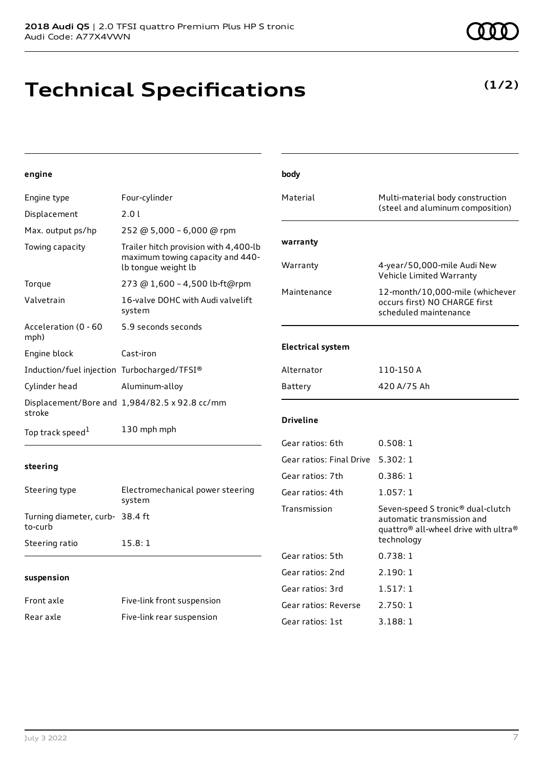# Technical Specifications

**(1/2)**

### engine

| | |
|---|---|
| Engine type | Four-cylinder |
| Displacement | 2.0 l |
| Max. output ps/hp | 252 @ 5,000 – 6,000 @ rpm |
| Towing capacity | Trailer hitch provision with 4,400-lb maximum towing capacity and 440-lb tongue weight lb |
| Torque | 273 @ 1,600 – 4,500 lb-ft@rpm |
| Valvetrain | 16-valve DOHC with Audi valvelift system |
| Acceleration (0 - 60 mph) | 5.9 seconds seconds |
| Engine block | Cast-iron |
| Induction/fuel injection | Turbocharged/TFSI® |
| Cylinder head | Aluminum-alloy |
| Displacement/Bore and stroke | 1,984/82.5 x 92.8 cc/mm |
| Top track speed[1] | 130 mph mph |

### steering

| | |
|---|---|
| Steering type | Electromechanical power steering system |
| Turning diameter, curb-to-curb | 38.4 ft |
| Steering ratio | 15.8: 1 |

### suspension

| | |
|---|---|
| Front axle | Five-link front suspension |
| Rear axle | Five-link rear suspension |

### body

| | |
|---|---|
| Material | Multi-material body construction (steel and aluminum composition) |

### warranty

| | |
|---|---|
| Warranty | 4-year/50,000-mile Audi New Vehicle Limited Warranty |
| Maintenance | 12-month/10,000-mile (whichever occurs first) NO CHARGE first scheduled maintenance |

### Electrical system

| | |
|---|---|
| Alternator | 110-150 A |
| Battery | 420 A/75 Ah |

### Driveline

| | |
|---|---|
| Gear ratios: 6th | 0.508: 1 |
| Gear ratios: Final Drive | 5.302: 1 |
| Gear ratios: 7th | 0.386: 1 |
| Gear ratios: 4th | 1.057: 1 |
| Transmission | Seven-speed S tronic® dual-clutch automatic transmission and quattro® all-wheel drive with ultra® technology |
| Gear ratios: 5th | 0.738: 1 |
| Gear ratios: 2nd | 2.190: 1 |
| Gear ratios: 3rd | 1.517: 1 |
| Gear ratios: Reverse | 2.750: 1 |
| Gear ratios: 1st | 3.188: 1 |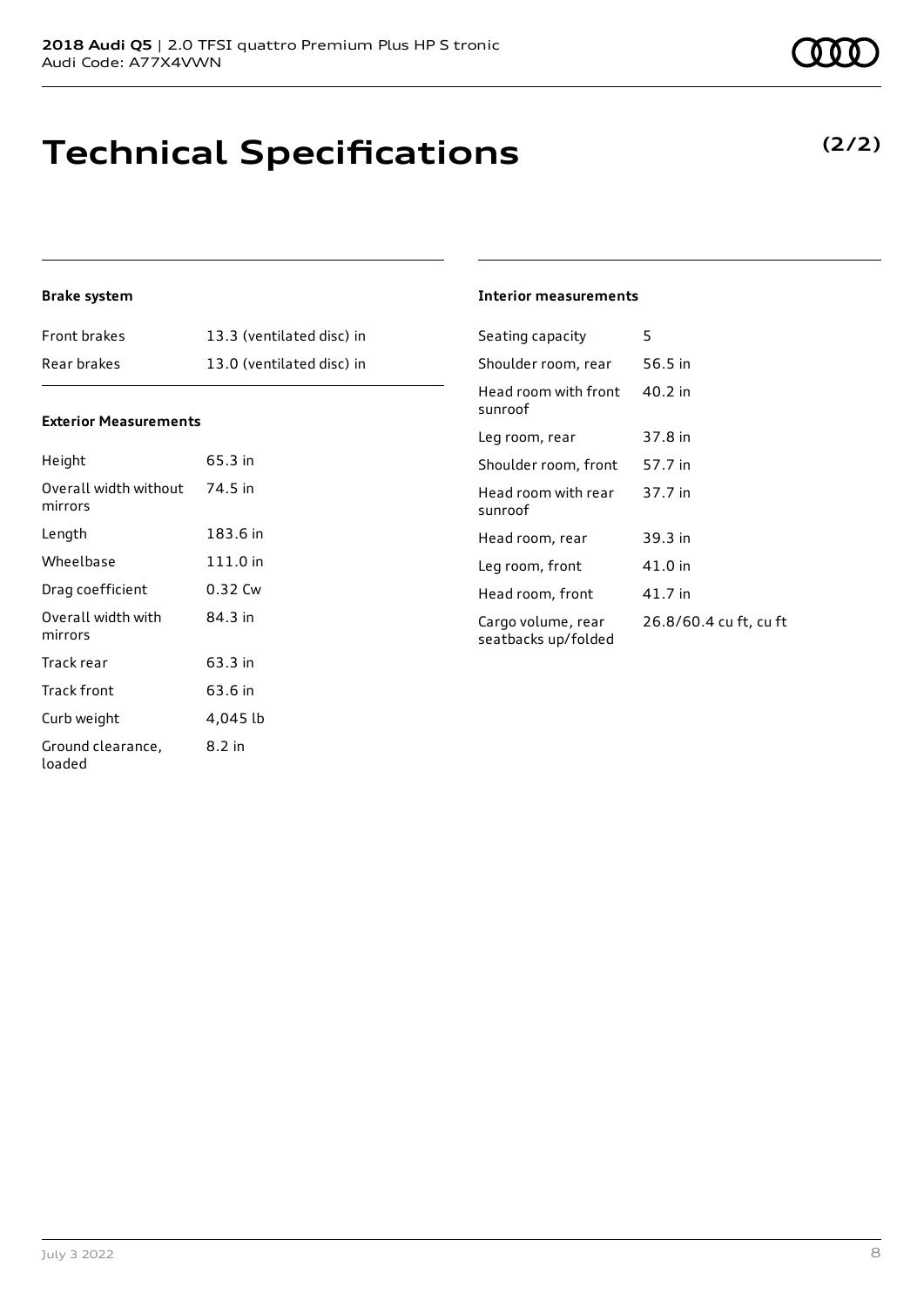# Technical Specifications

**(2/2)**

### Brake system

| | |
|---|---|
| Front brakes | 13.3 (ventilated disc) in |
| Rear brakes | 13.0 (ventilated disc) in |

### Exterior Measurements

| | |
|---|---|
| Height | 65.3 in |
| Overall width without mirrors | 74.5 in |
| Length | 183.6 in |
| Wheelbase | 111.0 in |
| Drag coefficient | 0.32 Cw |
| Overall width with mirrors | 84.3 in |
| Track rear | 63.3 in |
| Track front | 63.6 in |
| Curb weight | 4,045 lb |
| Ground clearance, loaded | 8.2 in |

### Interior measurements

| | |
|---|---|
| Seating capacity | 5 |
| Shoulder room, rear | 56.5 in |
| Head room with front sunroof | 40.2 in |
| Leg room, rear | 37.8 in |
| Shoulder room, front | 57.7 in |
| Head room with rear sunroof | 37.7 in |
| Head room, rear | 39.3 in |
| Leg room, front | 41.0 in |
| Head room, front | 41.7 in |
| Cargo volume, rear seatbacks up/folded | 26.8/60.4 cu ft, cu ft |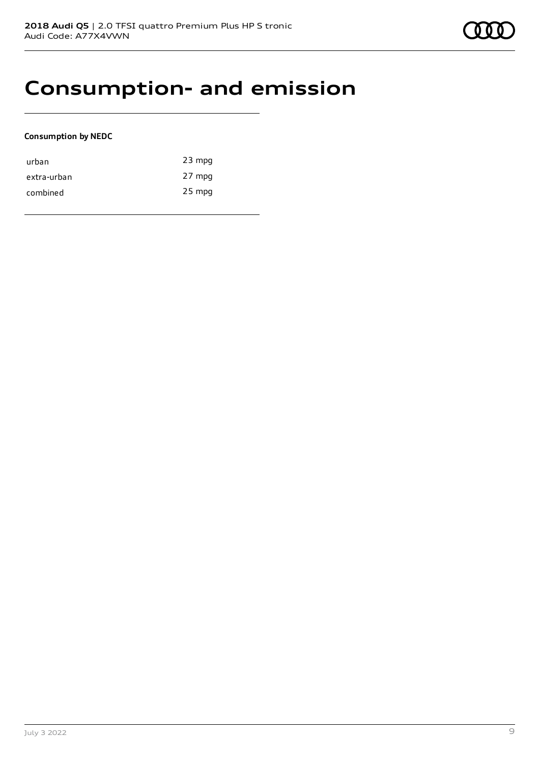# Consumption- and emission

**Consumption by NEDC**

| | |
|---|---|
| urban | 23 mpg |
| extra-urban | 27 mpg |
| combined | 25 mpg |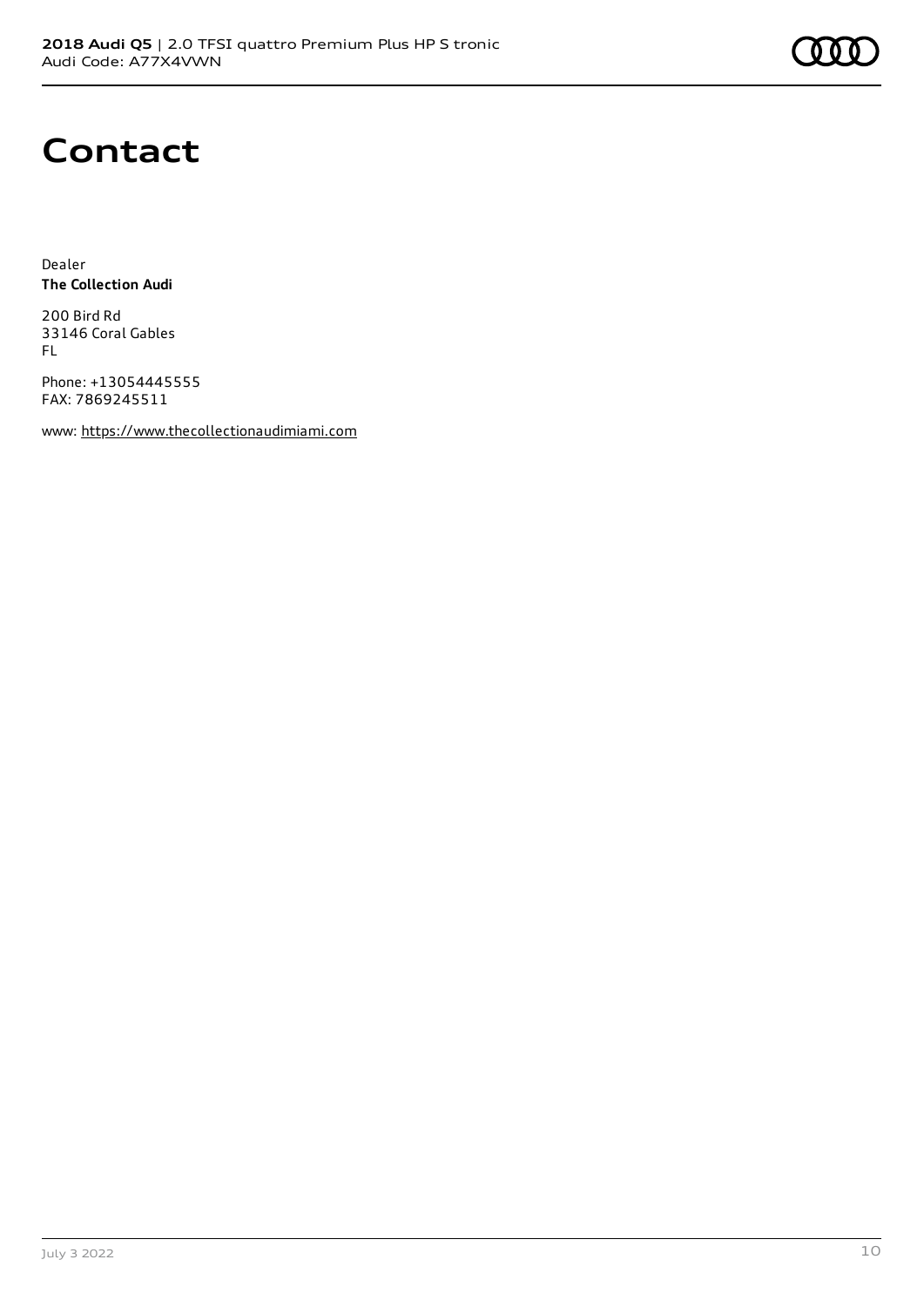# Contact

Dealer
**The Collection Audi**

200 Bird Rd
33146 Coral Gables
FL

Phone: +13054445555
FAX: 7869245511

www: https://www.thecollectionaudimiami.com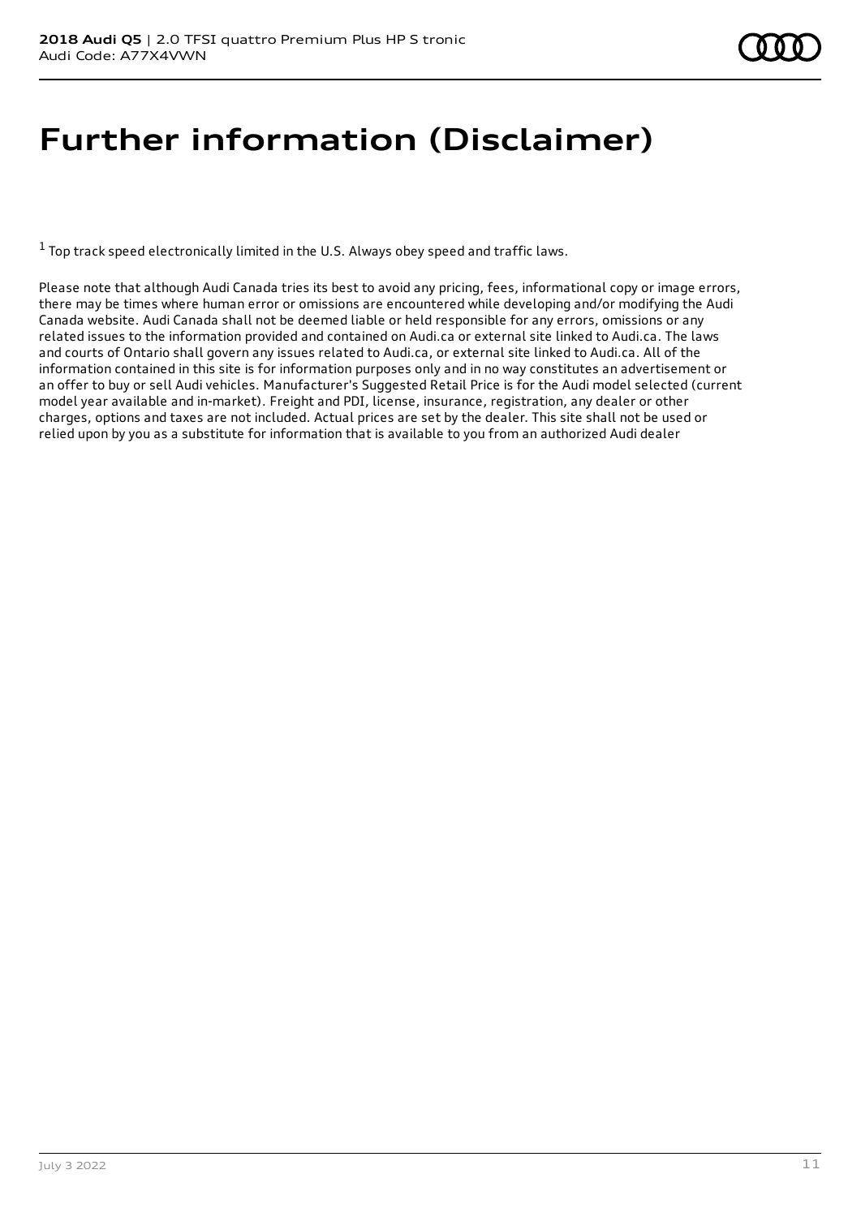# Further information (Disclaimer)

[1] Top track speed electronically limited in the U.S. Always obey speed and traffic laws.

Please note that although Audi Canada tries its best to avoid any pricing, fees, informational copy or image errors, there may be times where human error or omissions are encountered while developing and/or modifying the Audi Canada website. Audi Canada shall not be deemed liable or held responsible for any errors, omissions or any related issues to the information provided and contained on Audi.ca or external site linked to Audi.ca. The laws and courts of Ontario shall govern any issues related to Audi.ca, or external site linked to Audi.ca. All of the information contained in this site is for information purposes only and in no way constitutes an advertisement or an offer to buy or sell Audi vehicles. Manufacturer's Suggested Retail Price is for the Audi model selected (current model year available and in-market). Freight and PDI, license, insurance, registration, any dealer or other charges, options and taxes are not included. Actual prices are set by the dealer. This site shall not be used or relied upon by you as a substitute for information that is available to you from an authorized Audi dealer